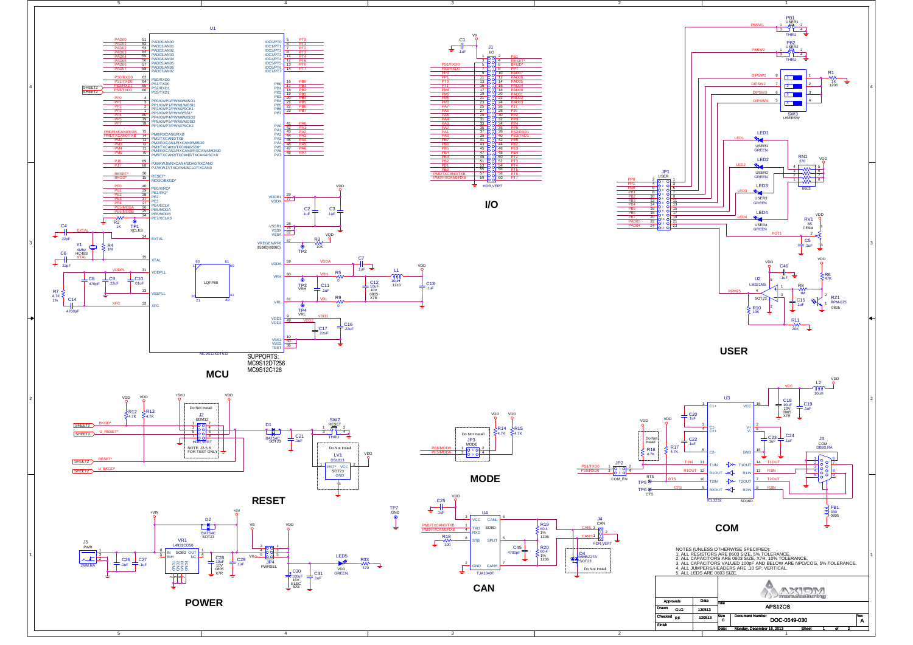## MCU

U1 — MC9S12XDT512

SUPPORTS:
MC9S12DT256
MC9S12C128

## I/O

## USER

## RESET

## MODE

## POWER

## CAN

## COM

NOTES (UNLESS OTHERWISE SPECIFIED):
1. ALL RESISTORS ARE 0603 SIZE, 5% TOLERANCE.
2. ALL CAPACITORS ARE 0603 SIZE, X7R, 10% TOLERANCE.
3. ALL CAPACITORS VALUED 100pF AND BELOW ARE NPO/COG, 5% TOLERANCE.
4. ALL JUMPERS/HEADERS ARE .10 SP, VERTICAL.
5. ALL LEDS ARE 0603 SIZE.

| Approvals | | Date |
|---|---|---|
| Drawn | GLG | 120513 |
| Checked | RF | 120513 |
| Finish | | |

| | |
|---|---|
| Title | APS12OS |
| Size | C |
| Document Number | DOC-0649-030 |
| Rev | A |
| Date: | Monday, December 16, 2013 |
| Sheet | 1 of 2 |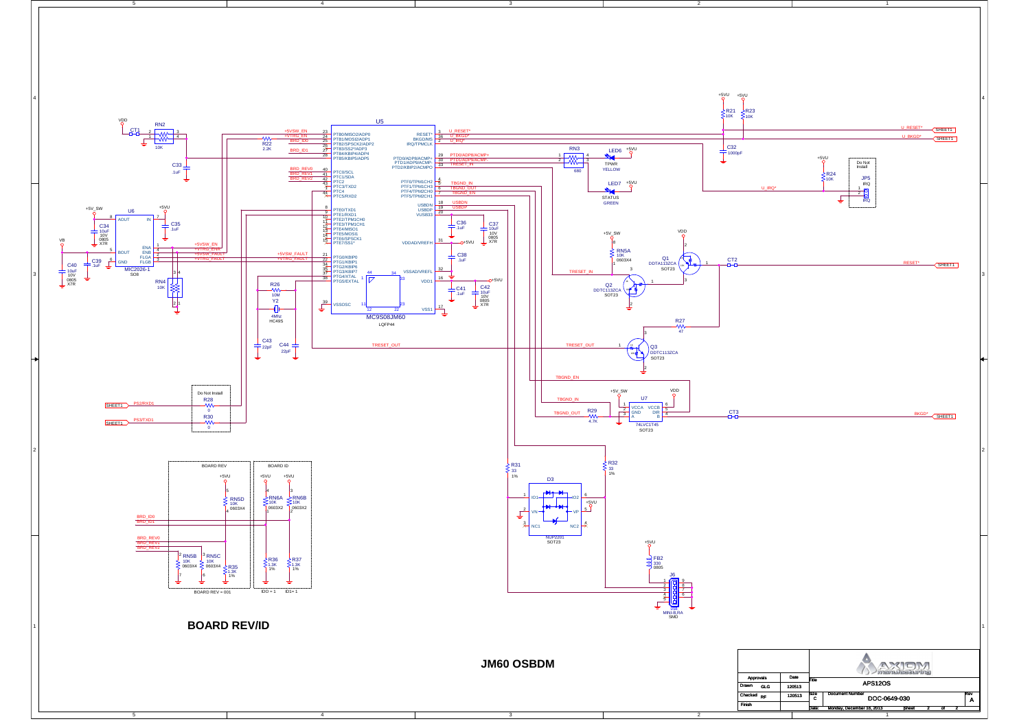# JM60 OSBDM

## BOARD REV/ID

BOARD REV = 001

ID0 = 1 ID1 = 1

| Approvals | Date |
|---|---|
| Drawn GLG | 120513 |
| Checked RF | 120513 |
| Finish | |

Title: APS12OS

Size: C

Document Number: DOC-0649-030

Rev: A

Date: Monday, December 16, 2013

Sheet 2 of 2